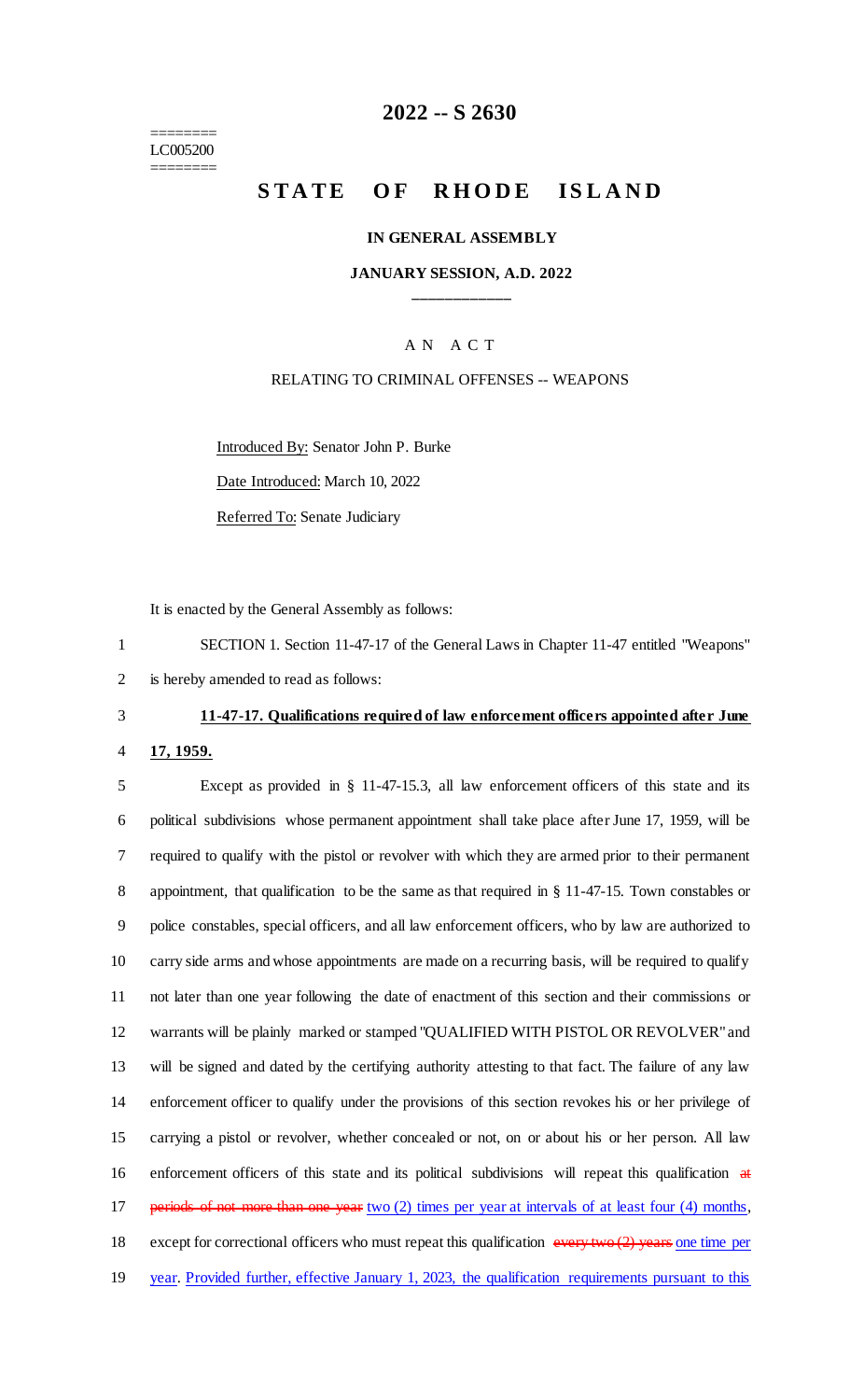LC005200

# 2022 -- S 2630

# STATE OF RHODE ISLAND

**IN GENERAL ASSEMBLY**

**JANUARY SESSION, A.D. 2022**

---

A N A C T

RELATING TO CRIMINAL OFFENSES -- WEAPONS

Introduced By: Senator John P. Burke

Date Introduced: March 10, 2022

Referred To: Senate Judiciary

It is enacted by the General Assembly as follows:

1 SECTION 1. Section 11-47-17 of the General Laws in Chapter 11-47 entitled "Weapons"
2 is hereby amended to read as follows:

3 **11-47-17. Qualifications required of law enforcement officers appointed after June**
4 **17, 1959.**

5 Except as provided in § 11-47-15.3, all law enforcement officers of this state and its
6 political subdivisions whose permanent appointment shall take place after June 17, 1959, will be
7 required to qualify with the pistol or revolver with which they are armed prior to their permanent
8 appointment, that qualification to be the same as that required in § 11-47-15. Town constables or
9 police constables, special officers, and all law enforcement officers, who by law are authorized to
10 carry side arms and whose appointments are made on a recurring basis, will be required to qualify
11 not later than one year following the date of enactment of this section and their commissions or
12 warrants will be plainly marked or stamped "QUALIFIED WITH PISTOL OR REVOLVER" and
13 will be signed and dated by the certifying authority attesting to that fact. The failure of any law
14 enforcement officer to qualify under the provisions of this section revokes his or her privilege of
15 carrying a pistol or revolver, whether concealed or not, on or about his or her person. All law
16 enforcement officers of this state and its political subdivisions will repeat this qualification ~~at~~
17 ~~periods of not more than one year~~ two (2) times per year at intervals of at least four (4) months,
18 except for correctional officers who must repeat this qualification ~~every two (2) years~~ one time per
19 year. Provided further, effective January 1, 2023, the qualification requirements pursuant to this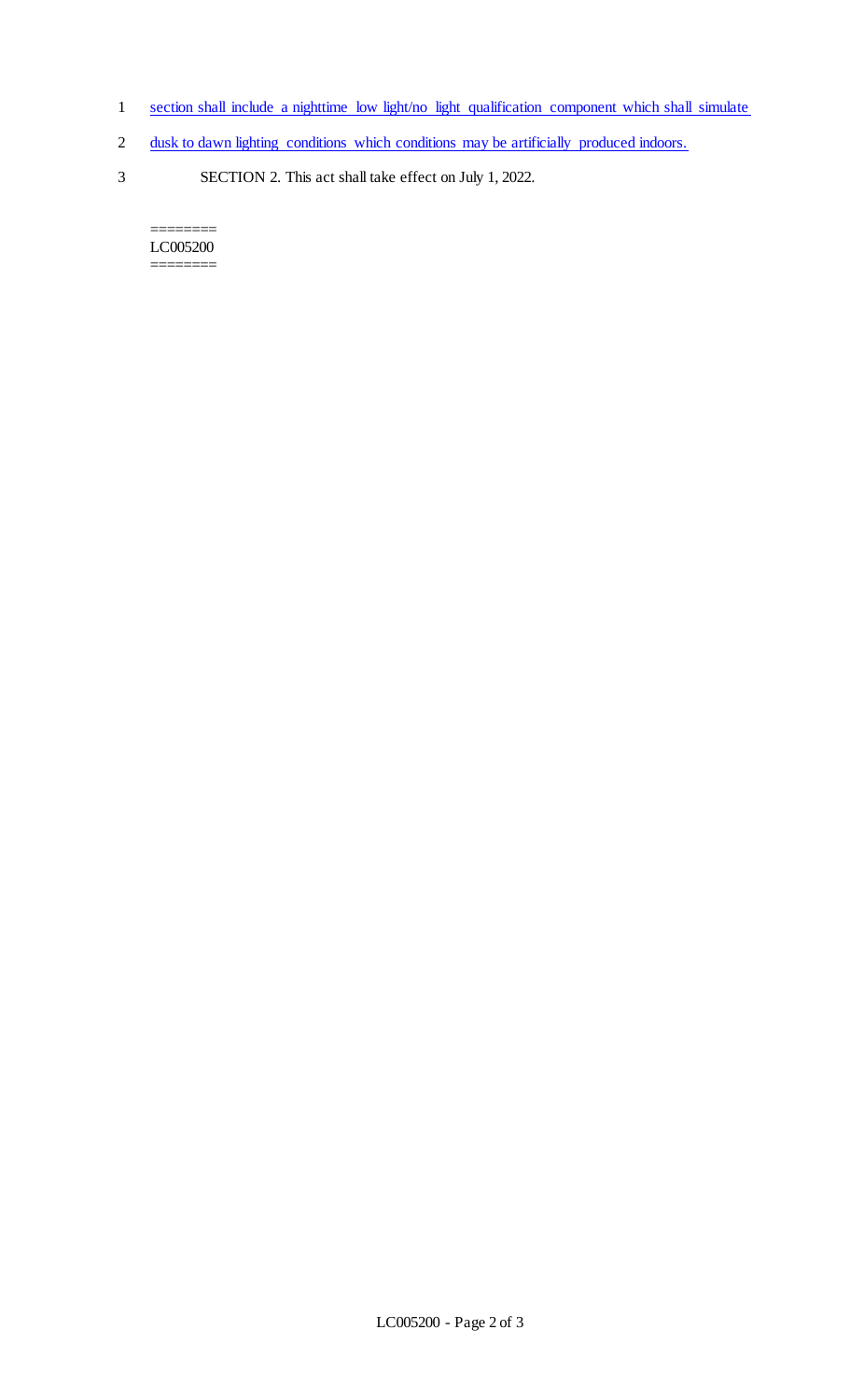1 section shall include a nighttime low light/no light qualification component which shall simulate

2 dusk to dawn lighting conditions which conditions may be artificially produced indoors.

3 SECTION 2. This act shall take effect on July 1, 2022.

========
LC005200
========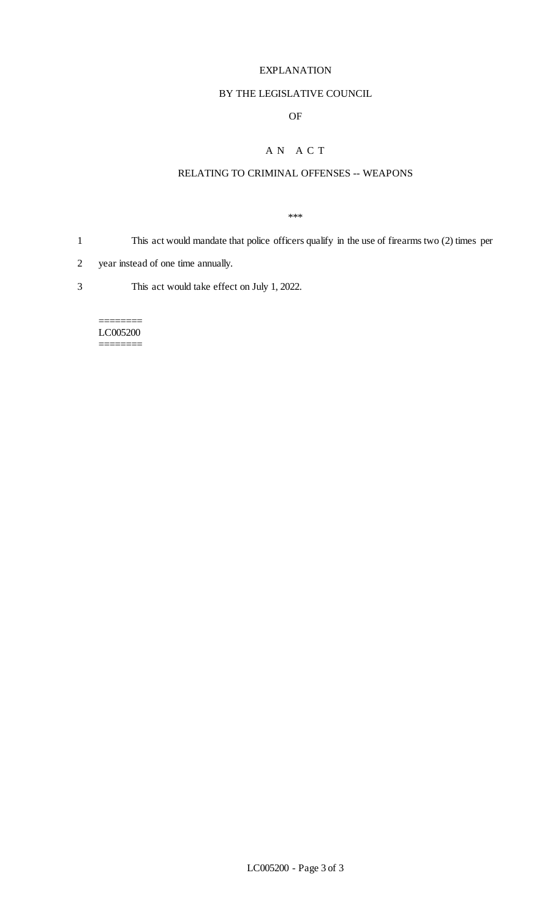EXPLANATION

BY THE LEGISLATIVE COUNCIL

OF

A N A C T

RELATING TO CRIMINAL OFFENSES -- WEAPONS

\*\*\*

1 This act would mandate that police officers qualify in the use of firearms two (2) times per

2 year instead of one time annually.

3 This act would take effect on July 1, 2022.

========
LC005200
========